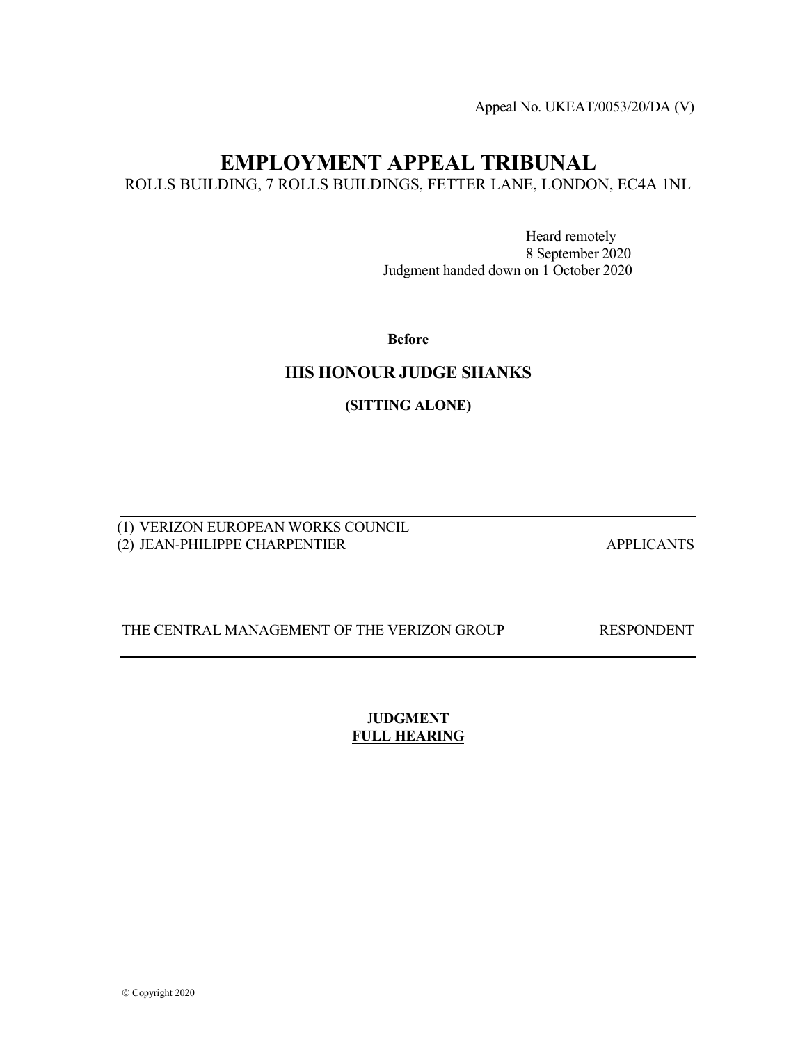Appeal No. UKEAT/0053/20/DA (V)

# EMPLOYMENT APPEAL TRIBUNAL

ROLLS BUILDING, 7 ROLLS BUILDINGS, FETTER LANE, LONDON, EC4A 1NL

Heard remotely
8 September 2020
Judgment handed down on 1 October 2020

**Before**

## HIS HONOUR JUDGE SHANKS

**(SITTING ALONE)**

---

(1) VERIZON EUROPEAN WORKS COUNCIL
(2) JEAN-PHILIPPE CHARPENTIER — APPLICANTS

THE CENTRAL MANAGEMENT OF THE VERIZON GROUP — RESPONDENT

---

**JUDGMENT**
**FULL HEARING**

---

© Copyright 2020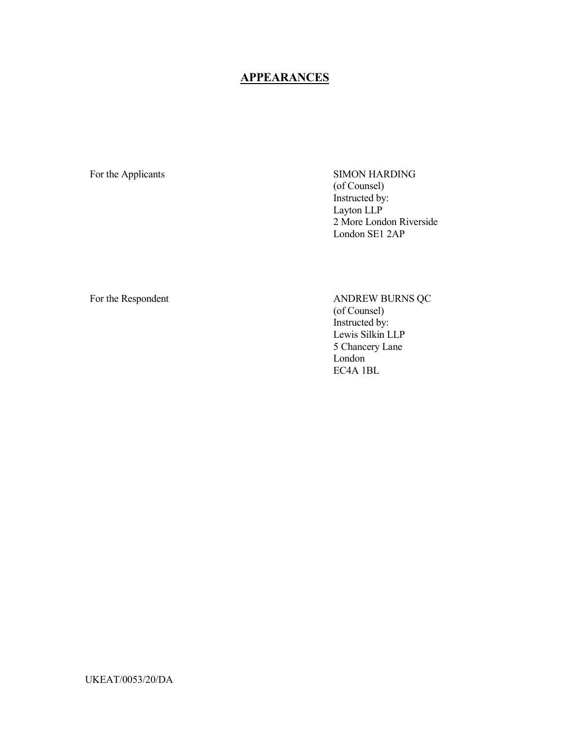## APPEARANCES

| | |
|---|---|
| For the Applicants | SIMON HARDING<br>(of Counsel)<br>Instructed by:<br>Layton LLP<br>2 More London Riverside<br>London SE1 2AP |
| For the Respondent | ANDREW BURNS QC<br>(of Counsel)<br>Instructed by:<br>Lewis Silkin LLP<br>5 Chancery Lane<br>London<br>EC4A 1BL |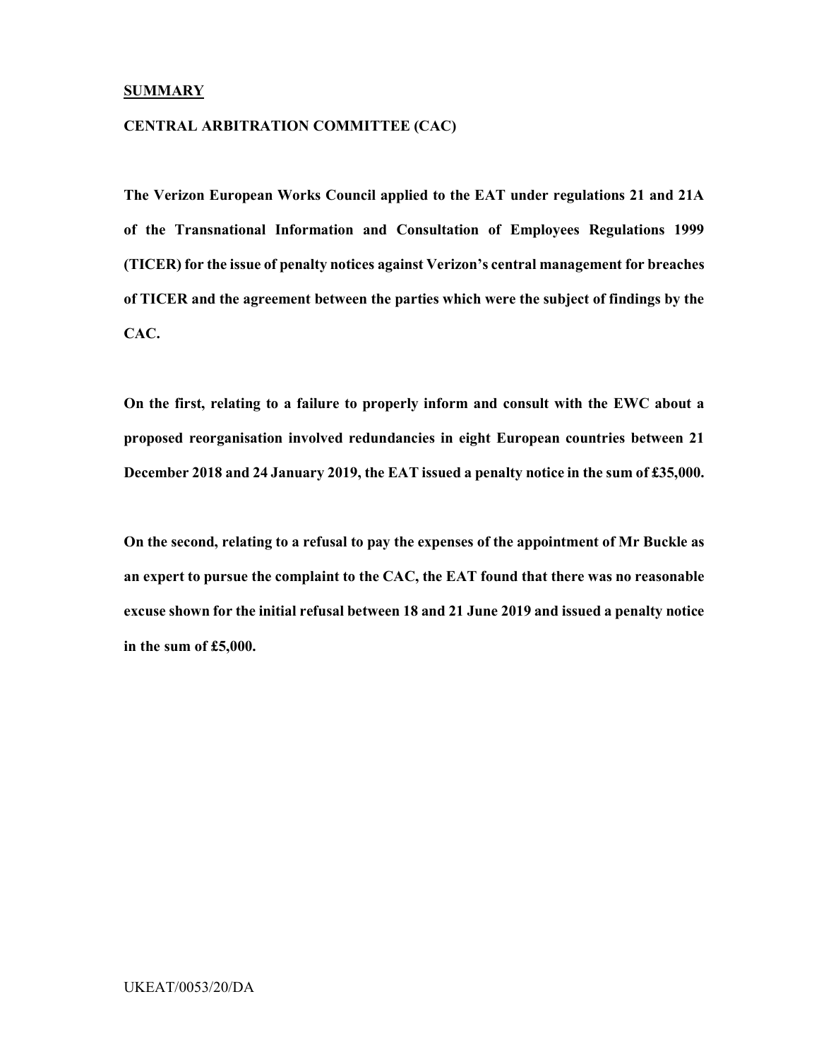**SUMMARY**

**CENTRAL ARBITRATION COMMITTEE (CAC)**

**The Verizon European Works Council applied to the EAT under regulations 21 and 21A of the Transnational Information and Consultation of Employees Regulations 1999 (TICER) for the issue of penalty notices against Verizon's central management for breaches of TICER and the agreement between the parties which were the subject of findings by the CAC.**

**On the first, relating to a failure to properly inform and consult with the EWC about a proposed reorganisation involved redundancies in eight European countries between 21 December 2018 and 24 January 2019, the EAT issued a penalty notice in the sum of £35,000.**

**On the second, relating to a refusal to pay the expenses of the appointment of Mr Buckle as an expert to pursue the complaint to the CAC, the EAT found that there was no reasonable excuse shown for the initial refusal between 18 and 21 June 2019 and issued a penalty notice in the sum of £5,000.**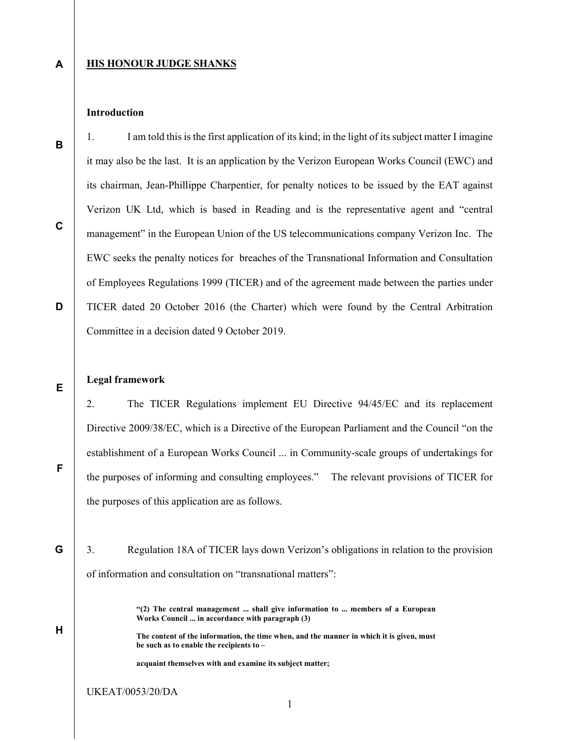**HIS HONOUR JUDGE SHANKS**

**Introduction**

1. I am told this is the first application of its kind; in the light of its subject matter I imagine it may also be the last. It is an application by the Verizon European Works Council (EWC) and its chairman, Jean-Phillippe Charpentier, for penalty notices to be issued by the EAT against Verizon UK Ltd, which is based in Reading and is the representative agent and "central management" in the European Union of the US telecommunications company Verizon Inc. The EWC seeks the penalty notices for breaches of the Transnational Information and Consultation of Employees Regulations 1999 (TICER) and of the agreement made between the parties under TICER dated 20 October 2016 (the Charter) which were found by the Central Arbitration Committee in a decision dated 9 October 2019.

**Legal framework**

2. The TICER Regulations implement EU Directive 94/45/EC and its replacement Directive 2009/38/EC, which is a Directive of the European Parliament and the Council "on the establishment of a European Works Council ... in Community-scale groups of undertakings for the purposes of informing and consulting employees." The relevant provisions of TICER for the purposes of this application are as follows.

3. Regulation 18A of TICER lays down Verizon's obligations in relation to the provision of information and consultation on "transnational matters":

> **"(2) The central management ... shall give information to ... members of a European Works Council ... in accordance with paragraph (3)**
>
> **The content of the information, the time when, and the manner in which it is given, must be such as to enable the recipients to –**
>
> **acquaint themselves with and examine its subject matter;**

UKEAT/0053/20/DA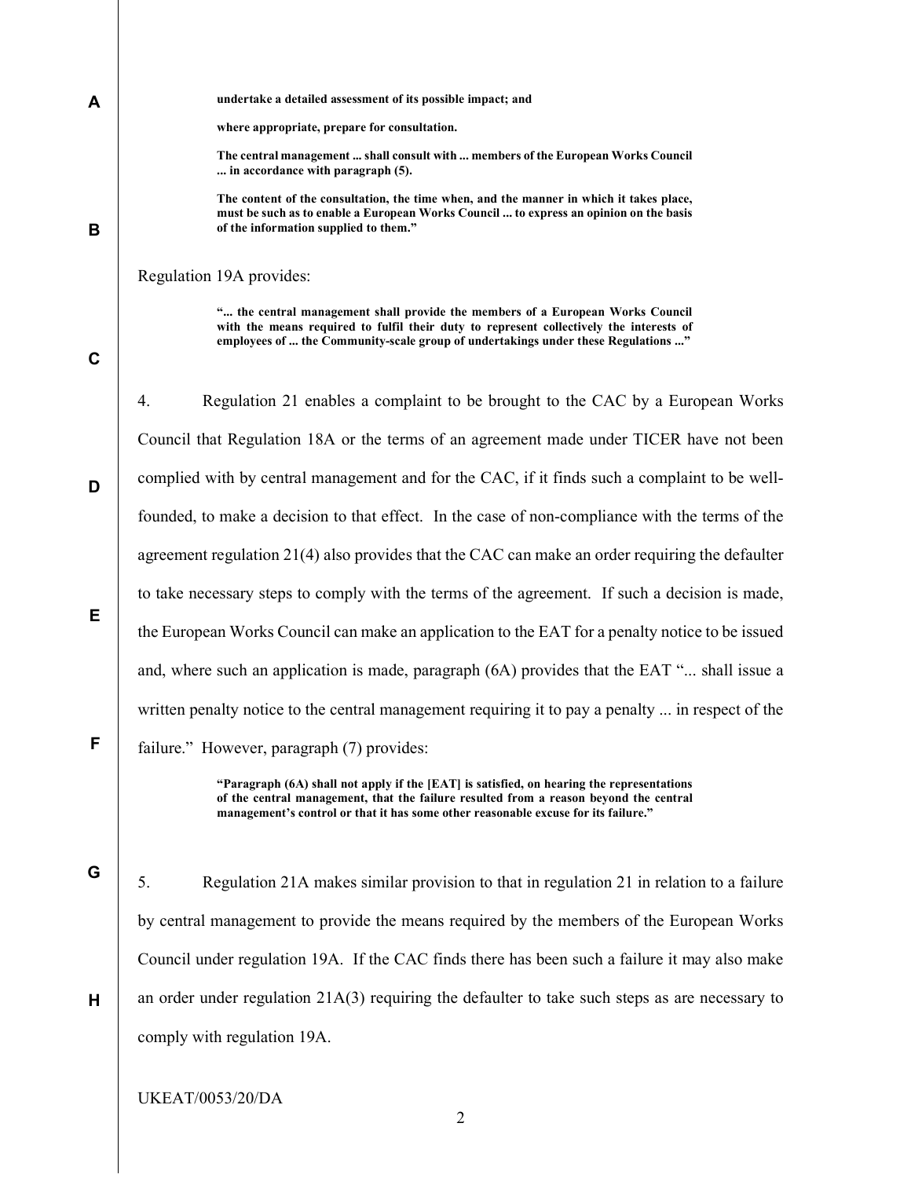**undertake a detailed assessment of its possible impact; and**

**where appropriate, prepare for consultation.**

**The central management ... shall consult with ... members of the European Works Council ... in accordance with paragraph (5).**

**The content of the consultation, the time when, and the manner in which it takes place, must be such as to enable a European Works Council ... to express an opinion on the basis of the information supplied to them."**

Regulation 19A provides:

> **"... the central management shall provide the members of a European Works Council with the means required to fulfil their duty to represent collectively the interests of employees of ... the Community-scale group of undertakings under these Regulations ..."**

4. Regulation 21 enables a complaint to be brought to the CAC by a European Works Council that Regulation 18A or the terms of an agreement made under TICER have not been complied with by central management and for the CAC, if it finds such a complaint to be well-founded, to make a decision to that effect. In the case of non-compliance with the terms of the agreement regulation 21(4) also provides that the CAC can make an order requiring the defaulter to take necessary steps to comply with the terms of the agreement. If such a decision is made, the European Works Council can make an application to the EAT for a penalty notice to be issued and, where such an application is made, paragraph (6A) provides that the EAT "... shall issue a written penalty notice to the central management requiring it to pay a penalty ... in respect of the failure." However, paragraph (7) provides:

> **"Paragraph (6A) shall not apply if the [EAT] is satisfied, on hearing the representations of the central management, that the failure resulted from a reason beyond the central management's control or that it has some other reasonable excuse for its failure."**

5. Regulation 21A makes similar provision to that in regulation 21 in relation to a failure by central management to provide the means required by the members of the European Works Council under regulation 19A. If the CAC finds there has been such a failure it may also make an order under regulation 21A(3) requiring the defaulter to take such steps as are necessary to comply with regulation 19A.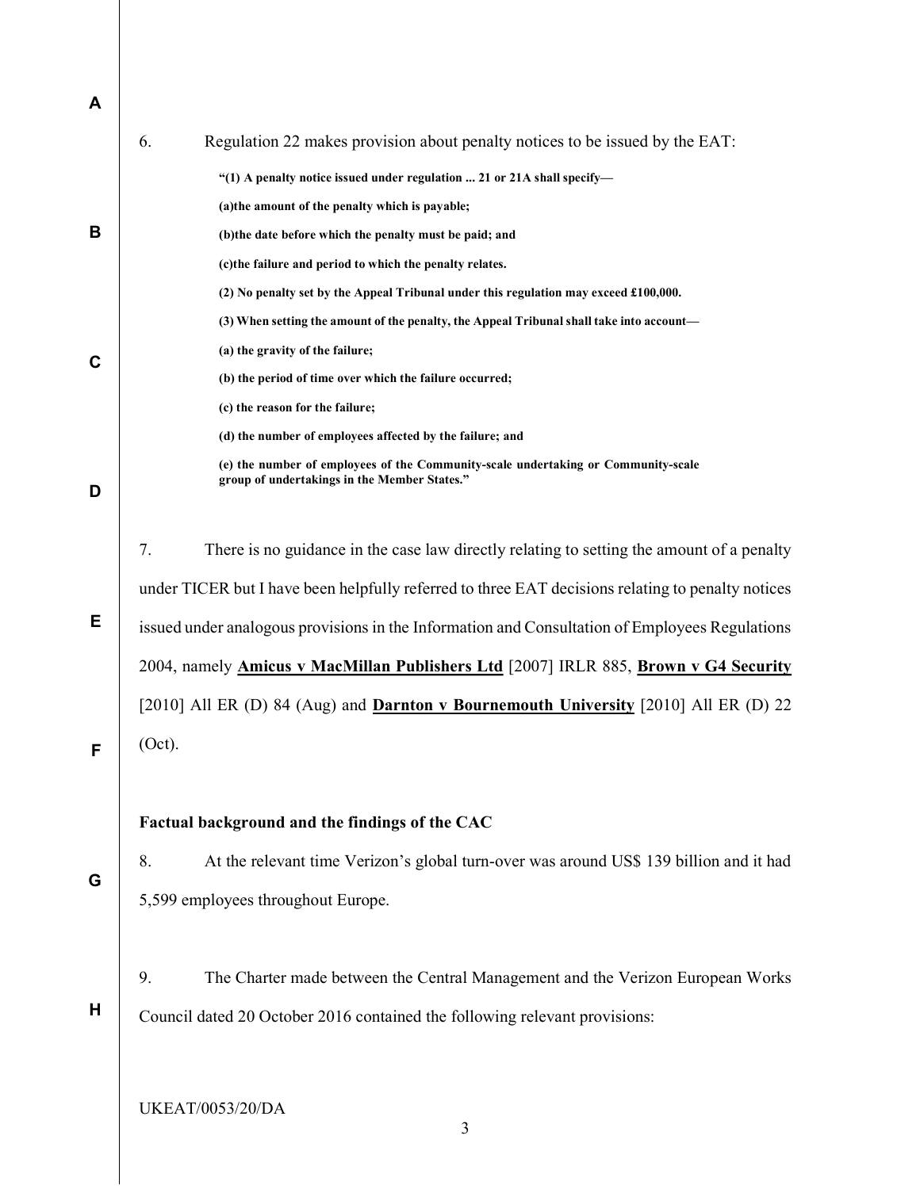6. Regulation 22 makes provision about penalty notices to be issued by the EAT:

> **"(1) A penalty notice issued under regulation ... 21 or 21A shall specify—**
>
> **(a)the amount of the penalty which is payable;**
>
> **(b)the date before which the penalty must be paid; and**
>
> **(c)the failure and period to which the penalty relates.**
>
> **(2) No penalty set by the Appeal Tribunal under this regulation may exceed £100,000.**
>
> **(3) When setting the amount of the penalty, the Appeal Tribunal shall take into account—**
>
> **(a) the gravity of the failure;**
>
> **(b) the period of time over which the failure occurred;**
>
> **(c) the reason for the failure;**
>
> **(d) the number of employees affected by the failure; and**
>
> **(e) the number of employees of the Community-scale undertaking or Community-scale group of undertakings in the Member States."**

7. There is no guidance in the case law directly relating to setting the amount of a penalty under TICER but I have been helpfully referred to three EAT decisions relating to penalty notices issued under analogous provisions in the Information and Consultation of Employees Regulations 2004, namely **Amicus v MacMillan Publishers Ltd** [2007] IRLR 885, **Brown v G4 Security** [2010] All ER (D) 84 (Aug) and **Darnton v Bournemouth University** [2010] All ER (D) 22 (Oct).

**Factual background and the findings of the CAC**

8. At the relevant time Verizon's global turn-over was around US$ 139 billion and it had 5,599 employees throughout Europe.

9. The Charter made between the Central Management and the Verizon European Works Council dated 20 October 2016 contained the following relevant provisions: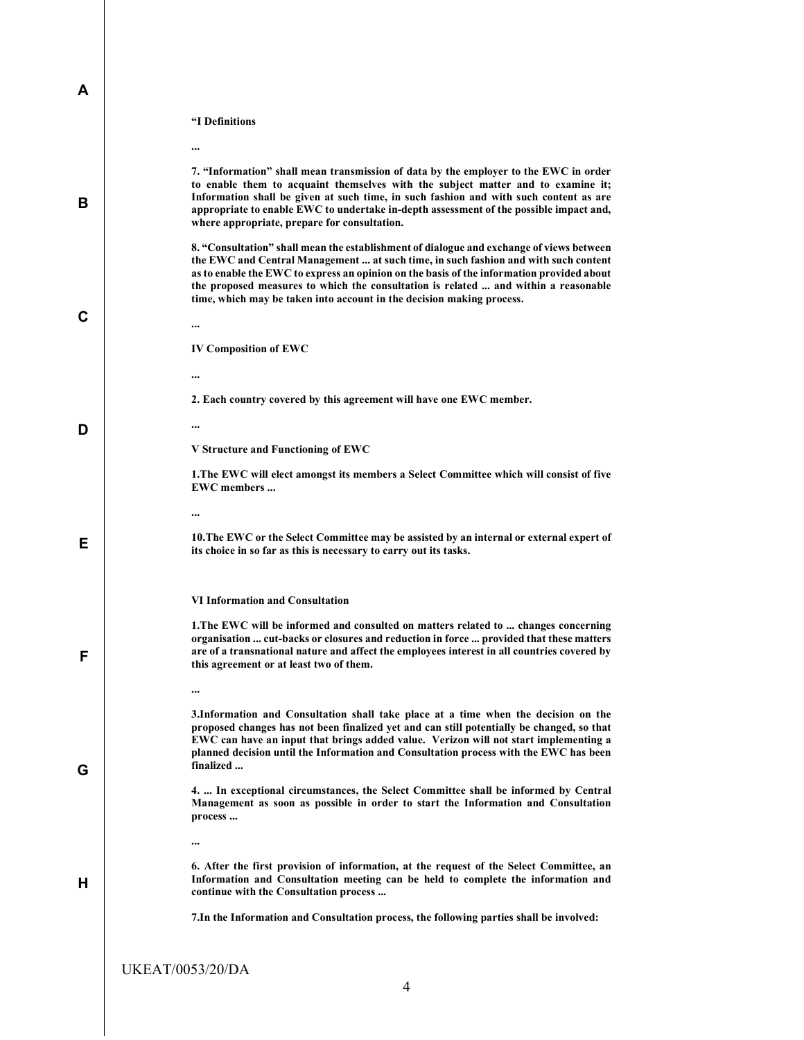**"I Definitions**

**...**

**7. "Information" shall mean transmission of data by the employer to the EWC in order to enable them to acquaint themselves with the subject matter and to examine it; Information shall be given at such time, in such fashion and with such content as are appropriate to enable EWC to undertake in-depth assessment of the possible impact and, where appropriate, prepare for consultation.**

**8. "Consultation" shall mean the establishment of dialogue and exchange of views between the EWC and Central Management ... at such time, in such fashion and with such content as to enable the EWC to express an opinion on the basis of the information provided about the proposed measures to which the consultation is related ... and within a reasonable time, which may be taken into account in the decision making process.**

**...**

**IV Composition of EWC**

**...**

**2. Each country covered by this agreement will have one EWC member.**

**...**

**V Structure and Functioning of EWC**

**1.The EWC will elect amongst its members a Select Committee which will consist of five EWC members ...**

**...**

**10.The EWC or the Select Committee may be assisted by an internal or external expert of its choice in so far as this is necessary to carry out its tasks.**

**VI Information and Consultation**

**1.The EWC will be informed and consulted on matters related to ... changes concerning organisation ... cut-backs or closures and reduction in force ... provided that these matters are of a transnational nature and affect the employees interest in all countries covered by this agreement or at least two of them.**

**...**

**3.Information and Consultation shall take place at a time when the decision on the proposed changes has not been finalized yet and can still potentially be changed, so that EWC can have an input that brings added value. Verizon will not start implementing a planned decision until the Information and Consultation process with the EWC has been finalized ...**

**4. ... In exceptional circumstances, the Select Committee shall be informed by Central Management as soon as possible in order to start the Information and Consultation process ...**

**...**

**6. After the first provision of information, at the request of the Select Committee, an Information and Consultation meeting can be held to complete the information and continue with the Consultation process ...**

**7.In the Information and Consultation process, the following parties shall be involved:**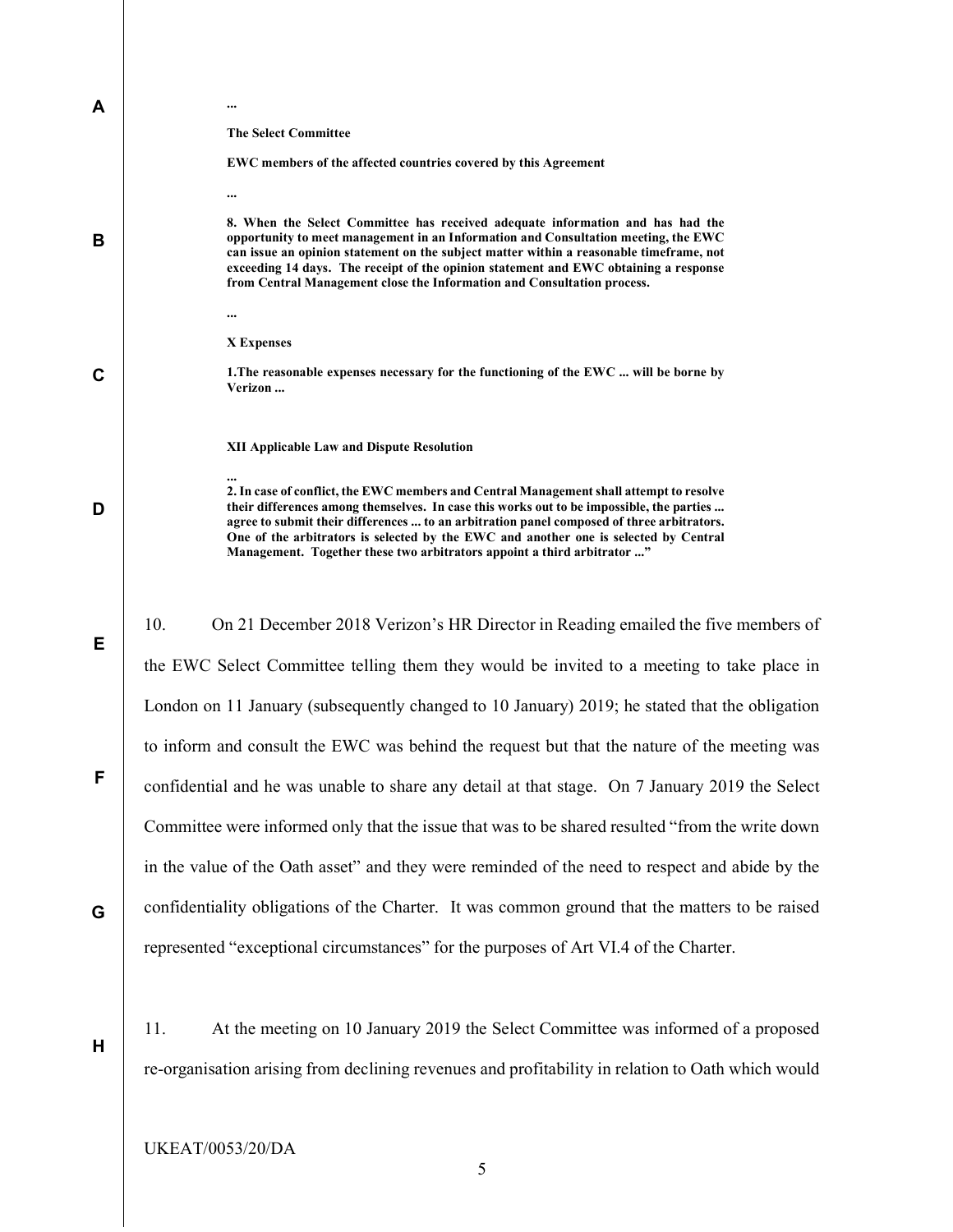**...**

**The Select Committee**

**EWC members of the affected countries covered by this Agreement**

**...**

**8. When the Select Committee has received adequate information and has had the opportunity to meet management in an Information and Consultation meeting, the EWC can issue an opinion statement on the subject matter within a reasonable timeframe, not exceeding 14 days. The receipt of the opinion statement and EWC obtaining a response from Central Management close the Information and Consultation process.**

**...**

**X Expenses**

**1.The reasonable expenses necessary for the functioning of the EWC ... will be borne by Verizon ...**

**XII Applicable Law and Dispute Resolution**

**...**
**2. In case of conflict, the EWC members and Central Management shall attempt to resolve their differences among themselves. In case this works out to be impossible, the parties ... agree to submit their differences ... to an arbitration panel composed of three arbitrators. One of the arbitrators is selected by the EWC and another one is selected by Central Management. Together these two arbitrators appoint a third arbitrator ..."**

10. On 21 December 2018 Verizon's HR Director in Reading emailed the five members of the EWC Select Committee telling them they would be invited to a meeting to take place in London on 11 January (subsequently changed to 10 January) 2019; he stated that the obligation to inform and consult the EWC was behind the request but that the nature of the meeting was confidential and he was unable to share any detail at that stage. On 7 January 2019 the Select Committee were informed only that the issue that was to be shared resulted "from the write down in the value of the Oath asset" and they were reminded of the need to respect and abide by the confidentiality obligations of the Charter. It was common ground that the matters to be raised represented "exceptional circumstances" for the purposes of Art VI.4 of the Charter.

11. At the meeting on 10 January 2019 the Select Committee was informed of a proposed re-organisation arising from declining revenues and profitability in relation to Oath which would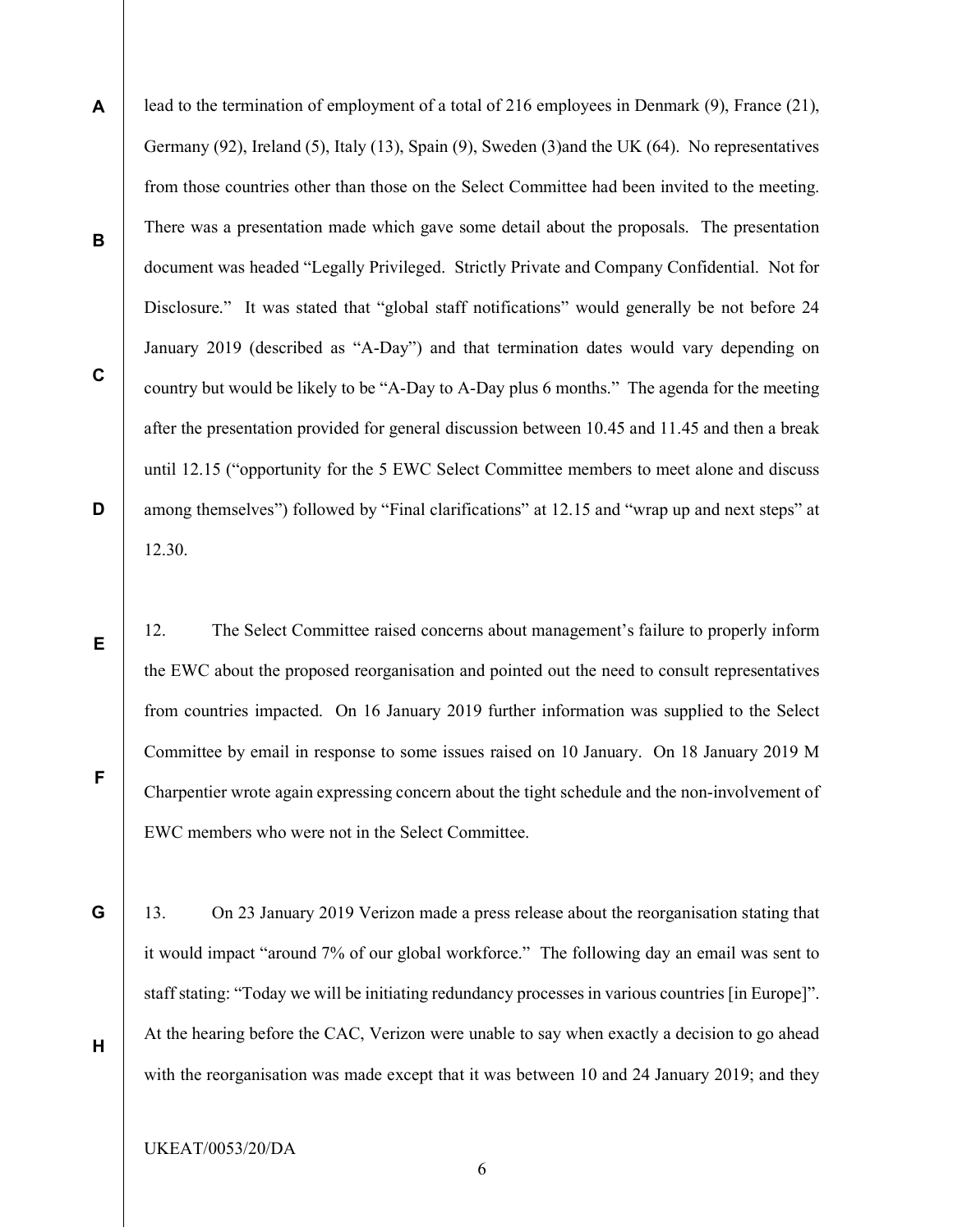lead to the termination of employment of a total of 216 employees in Denmark (9), France (21), Germany (92), Ireland (5), Italy (13), Spain (9), Sweden (3)and the UK (64). No representatives from those countries other than those on the Select Committee had been invited to the meeting. There was a presentation made which gave some detail about the proposals. The presentation document was headed "Legally Privileged. Strictly Private and Company Confidential. Not for Disclosure." It was stated that "global staff notifications" would generally be not before 24 January 2019 (described as "A-Day") and that termination dates would vary depending on country but would be likely to be "A-Day to A-Day plus 6 months." The agenda for the meeting after the presentation provided for general discussion between 10.45 and 11.45 and then a break until 12.15 ("opportunity for the 5 EWC Select Committee members to meet alone and discuss among themselves") followed by "Final clarifications" at 12.15 and "wrap up and next steps" at 12.30.

12. The Select Committee raised concerns about management's failure to properly inform the EWC about the proposed reorganisation and pointed out the need to consult representatives from countries impacted. On 16 January 2019 further information was supplied to the Select Committee by email in response to some issues raised on 10 January. On 18 January 2019 M Charpentier wrote again expressing concern about the tight schedule and the non-involvement of EWC members who were not in the Select Committee.

13. On 23 January 2019 Verizon made a press release about the reorganisation stating that it would impact "around 7% of our global workforce." The following day an email was sent to staff stating: "Today we will be initiating redundancy processes in various countries [in Europe]". At the hearing before the CAC, Verizon were unable to say when exactly a decision to go ahead with the reorganisation was made except that it was between 10 and 24 January 2019; and they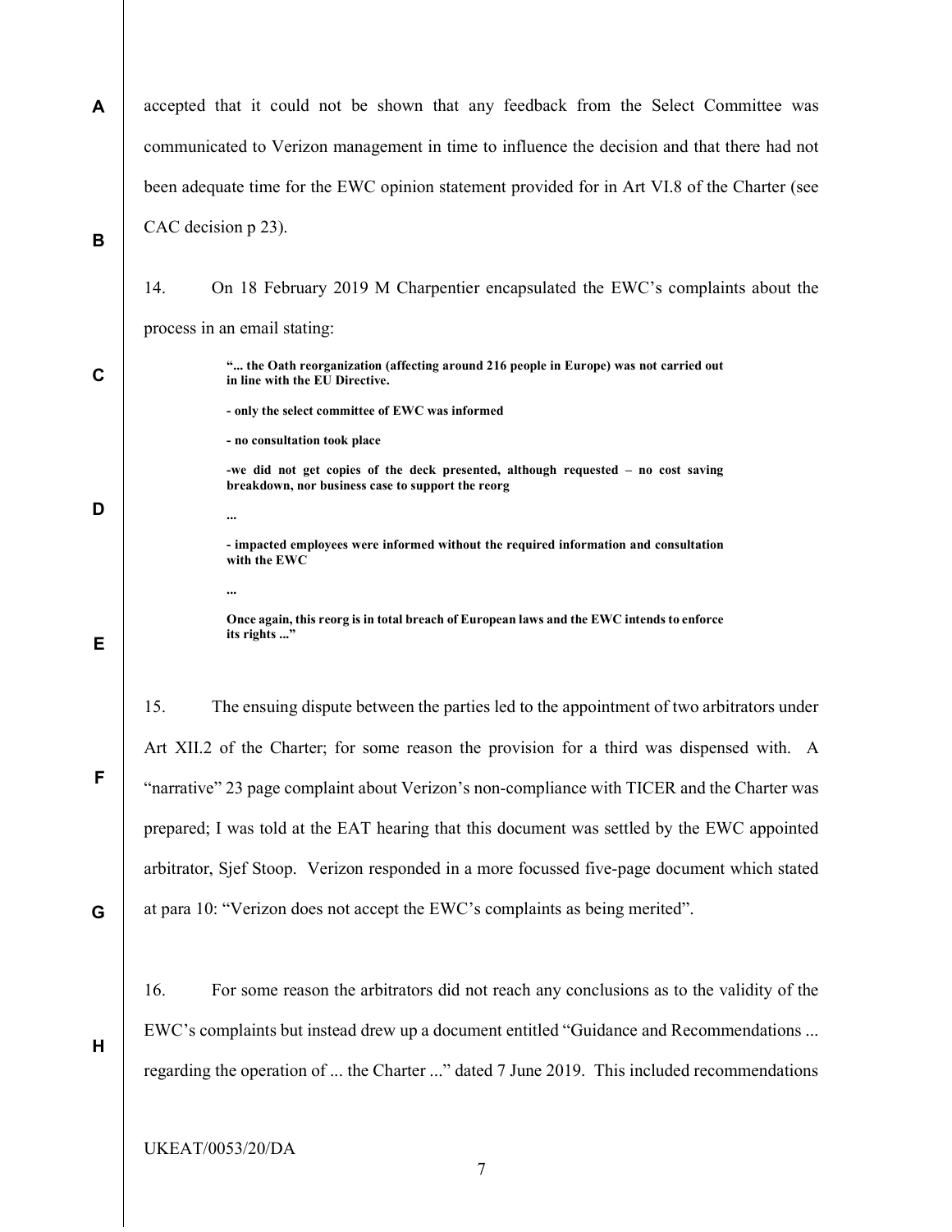accepted that it could not be shown that any feedback from the Select Committee was communicated to Verizon management in time to influence the decision and that there had not been adequate time for the EWC opinion statement provided for in Art VI.8 of the Charter (see CAC decision p 23).

14. On 18 February 2019 M Charpentier encapsulated the EWC's complaints about the process in an email stating:

> **"... the Oath reorganization (affecting around 216 people in Europe) was not carried out in line with the EU Directive.**
>
> **- only the select committee of EWC was informed**
>
> **- no consultation took place**
>
> **-we did not get copies of the deck presented, although requested – no cost saving breakdown, nor business case to support the reorg**
>
> **...**
>
> **- impacted employees were informed without the required information and consultation with the EWC**
>
> **...**
>
> **Once again, this reorg is in total breach of European laws and the EWC intends to enforce its rights ..."**

15. The ensuing dispute between the parties led to the appointment of two arbitrators under Art XII.2 of the Charter; for some reason the provision for a third was dispensed with. A "narrative" 23 page complaint about Verizon's non-compliance with TICER and the Charter was prepared; I was told at the EAT hearing that this document was settled by the EWC appointed arbitrator, Sjef Stoop. Verizon responded in a more focussed five-page document which stated at para 10: "Verizon does not accept the EWC's complaints as being merited".

16. For some reason the arbitrators did not reach any conclusions as to the validity of the EWC's complaints but instead drew up a document entitled "Guidance and Recommendations ... regarding the operation of ... the Charter ..." dated 7 June 2019. This included recommendations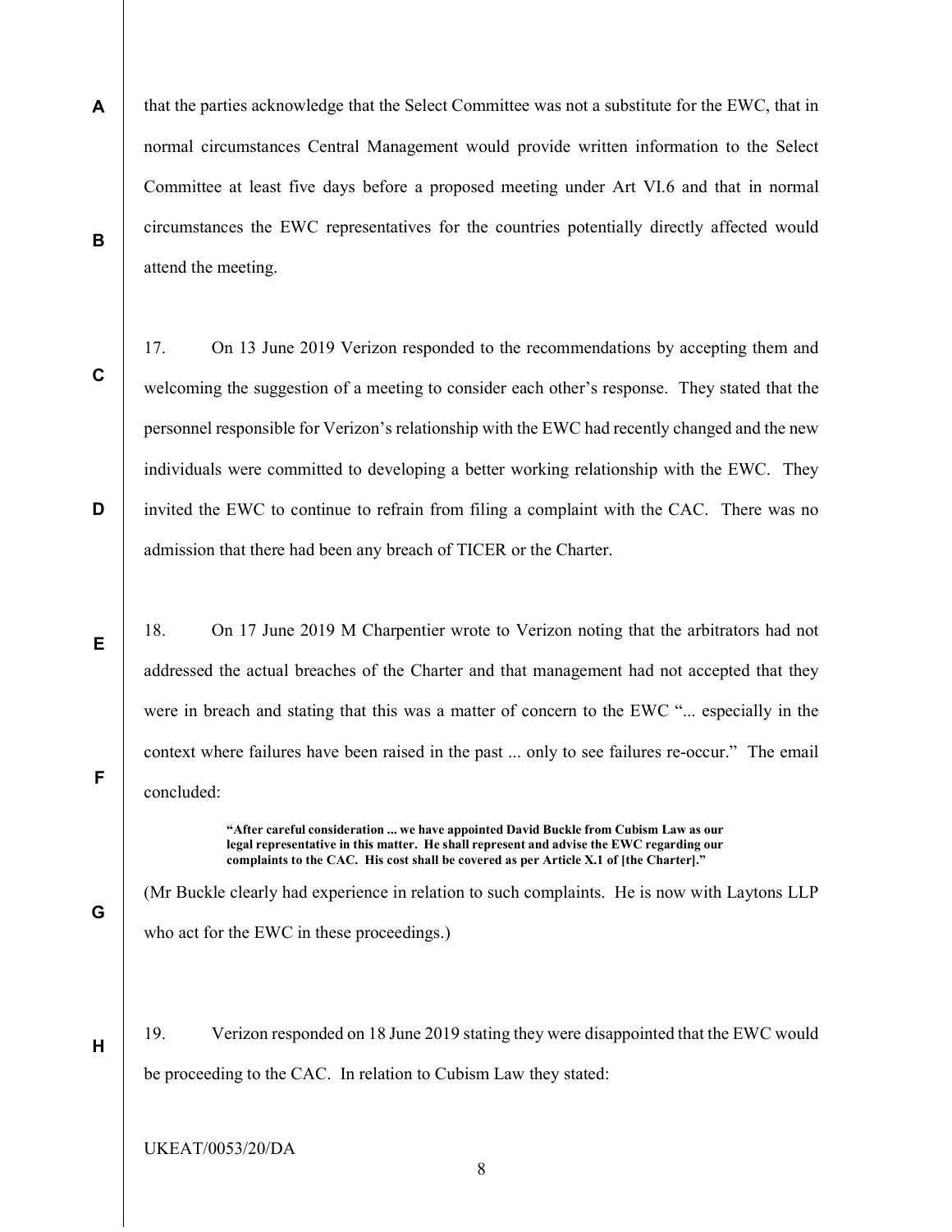that the parties acknowledge that the Select Committee was not a substitute for the EWC, that in normal circumstances Central Management would provide written information to the Select Committee at least five days before a proposed meeting under Art VI.6 and that in normal circumstances the EWC representatives for the countries potentially directly affected would attend the meeting.

17. On 13 June 2019 Verizon responded to the recommendations by accepting them and welcoming the suggestion of a meeting to consider each other's response. They stated that the personnel responsible for Verizon's relationship with the EWC had recently changed and the new individuals were committed to developing a better working relationship with the EWC. They invited the EWC to continue to refrain from filing a complaint with the CAC. There was no admission that there had been any breach of TICER or the Charter.

18. On 17 June 2019 M Charpentier wrote to Verizon noting that the arbitrators had not addressed the actual breaches of the Charter and that management had not accepted that they were in breach and stating that this was a matter of concern to the EWC "... especially in the context where failures have been raised in the past ... only to see failures re-occur." The email concluded:

> **"After careful consideration ... we have appointed David Buckle from Cubism Law as our legal representative in this matter. He shall represent and advise the EWC regarding our complaints to the CAC. His cost shall be covered as per Article X.1 of [the Charter]."**

(Mr Buckle clearly had experience in relation to such complaints. He is now with Laytons LLP who act for the EWC in these proceedings.)

19. Verizon responded on 18 June 2019 stating they were disappointed that the EWC would be proceeding to the CAC. In relation to Cubism Law they stated: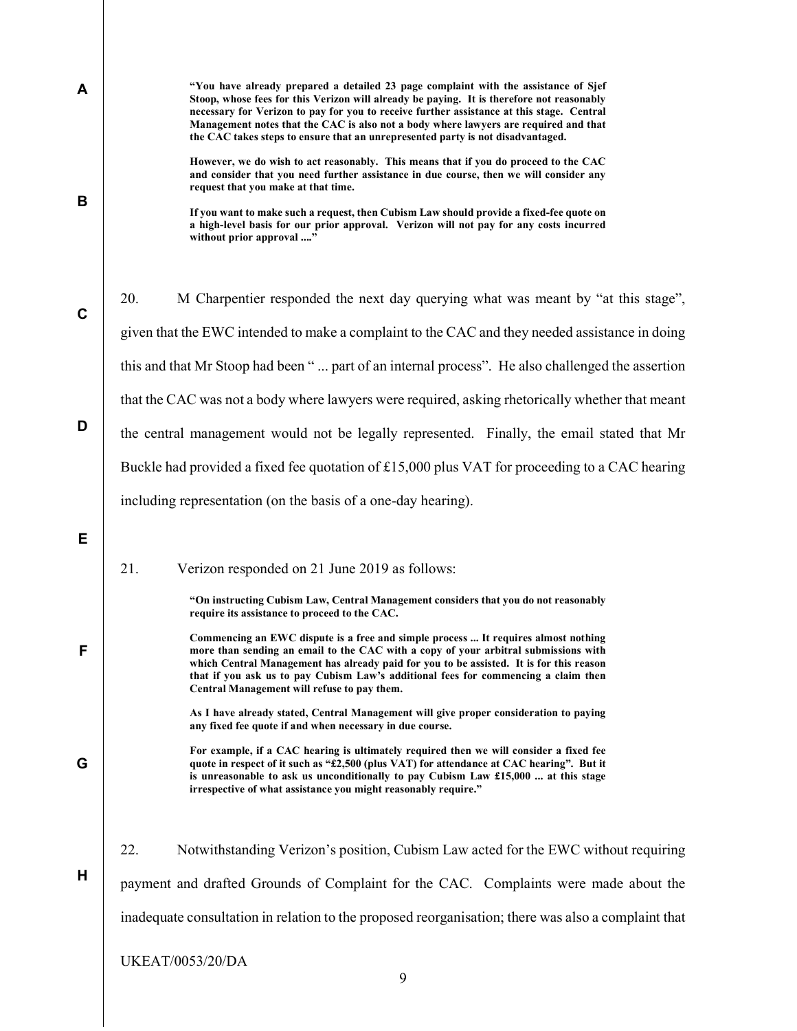**"You have already prepared a detailed 23 page complaint with the assistance of Sjef Stoop, whose fees for this Verizon will already be paying. It is therefore not reasonably necessary for Verizon to pay for you to receive further assistance at this stage. Central Management notes that the CAC is also not a body where lawyers are required and that the CAC takes steps to ensure that an unrepresented party is not disadvantaged.**

**However, we do wish to act reasonably. This means that if you do proceed to the CAC and consider that you need further assistance in due course, then we will consider any request that you make at that time.**

**If you want to make such a request, then Cubism Law should provide a fixed-fee quote on a high-level basis for our prior approval. Verizon will not pay for any costs incurred without prior approval ...."**

20. M Charpentier responded the next day querying what was meant by "at this stage", given that the EWC intended to make a complaint to the CAC and they needed assistance in doing this and that Mr Stoop had been " ... part of an internal process". He also challenged the assertion that the CAC was not a body where lawyers were required, asking rhetorically whether that meant the central management would not be legally represented. Finally, the email stated that Mr Buckle had provided a fixed fee quotation of £15,000 plus VAT for proceeding to a CAC hearing including representation (on the basis of a one-day hearing).

21. Verizon responded on 21 June 2019 as follows:

**"On instructing Cubism Law, Central Management considers that you do not reasonably require its assistance to proceed to the CAC.**

**Commencing an EWC dispute is a free and simple process ... It requires almost nothing more than sending an email to the CAC with a copy of your arbitral submissions with which Central Management has already paid for you to be assisted. It is for this reason that if you ask us to pay Cubism Law's additional fees for commencing a claim then Central Management will refuse to pay them.**

**As I have already stated, Central Management will give proper consideration to paying any fixed fee quote if and when necessary in due course.**

**For example, if a CAC hearing is ultimately required then we will consider a fixed fee quote in respect of it such as "£2,500 (plus VAT) for attendance at CAC hearing". But it is unreasonable to ask us unconditionally to pay Cubism Law £15,000 ... at this stage irrespective of what assistance you might reasonably require."**

22. Notwithstanding Verizon's position, Cubism Law acted for the EWC without requiring payment and drafted Grounds of Complaint for the CAC. Complaints were made about the inadequate consultation in relation to the proposed reorganisation; there was also a complaint that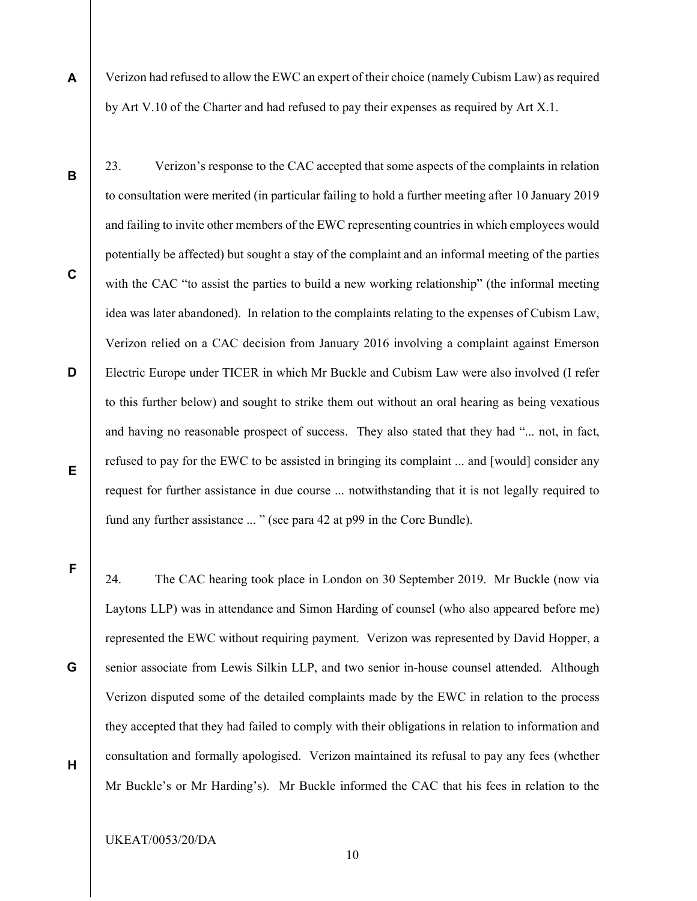Verizon had refused to allow the EWC an expert of their choice (namely Cubism Law) as required by Art V.10 of the Charter and had refused to pay their expenses as required by Art X.1.

23. Verizon's response to the CAC accepted that some aspects of the complaints in relation to consultation were merited (in particular failing to hold a further meeting after 10 January 2019 and failing to invite other members of the EWC representing countries in which employees would potentially be affected) but sought a stay of the complaint and an informal meeting of the parties with the CAC "to assist the parties to build a new working relationship" (the informal meeting idea was later abandoned). In relation to the complaints relating to the expenses of Cubism Law, Verizon relied on a CAC decision from January 2016 involving a complaint against Emerson Electric Europe under TICER in which Mr Buckle and Cubism Law were also involved (I refer to this further below) and sought to strike them out without an oral hearing as being vexatious and having no reasonable prospect of success. They also stated that they had "... not, in fact, refused to pay for the EWC to be assisted in bringing its complaint ... and [would] consider any request for further assistance in due course ... notwithstanding that it is not legally required to fund any further assistance ... " (see para 42 at p99 in the Core Bundle).

24. The CAC hearing took place in London on 30 September 2019. Mr Buckle (now via Laytons LLP) was in attendance and Simon Harding of counsel (who also appeared before me) represented the EWC without requiring payment. Verizon was represented by David Hopper, a senior associate from Lewis Silkin LLP, and two senior in-house counsel attended. Although Verizon disputed some of the detailed complaints made by the EWC in relation to the process they accepted that they had failed to comply with their obligations in relation to information and consultation and formally apologised. Verizon maintained its refusal to pay any fees (whether Mr Buckle's or Mr Harding's). Mr Buckle informed the CAC that his fees in relation to the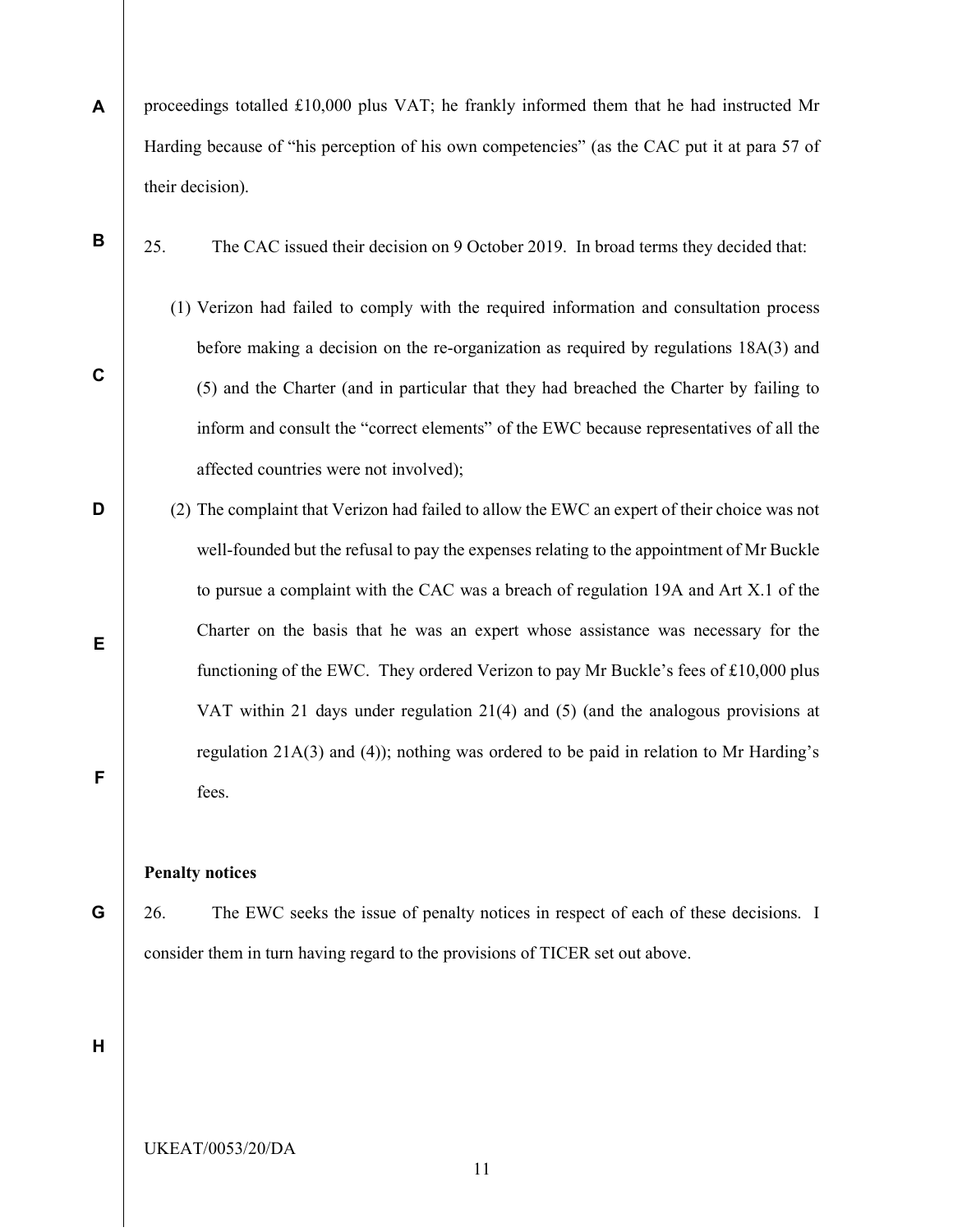proceedings totalled £10,000 plus VAT; he frankly informed them that he had instructed Mr Harding because of "his perception of his own competencies" (as the CAC put it at para 57 of their decision).

25. The CAC issued their decision on 9 October 2019. In broad terms they decided that:

(1) Verizon had failed to comply with the required information and consultation process before making a decision on the re-organization as required by regulations 18A(3) and (5) and the Charter (and in particular that they had breached the Charter by failing to inform and consult the "correct elements" of the EWC because representatives of all the affected countries were not involved);

(2) The complaint that Verizon had failed to allow the EWC an expert of their choice was not well-founded but the refusal to pay the expenses relating to the appointment of Mr Buckle to pursue a complaint with the CAC was a breach of regulation 19A and Art X.1 of the Charter on the basis that he was an expert whose assistance was necessary for the functioning of the EWC. They ordered Verizon to pay Mr Buckle's fees of £10,000 plus VAT within 21 days under regulation 21(4) and (5) (and the analogous provisions at regulation 21A(3) and (4)); nothing was ordered to be paid in relation to Mr Harding's fees.

**Penalty notices**

26. The EWC seeks the issue of penalty notices in respect of each of these decisions. I consider them in turn having regard to the provisions of TICER set out above.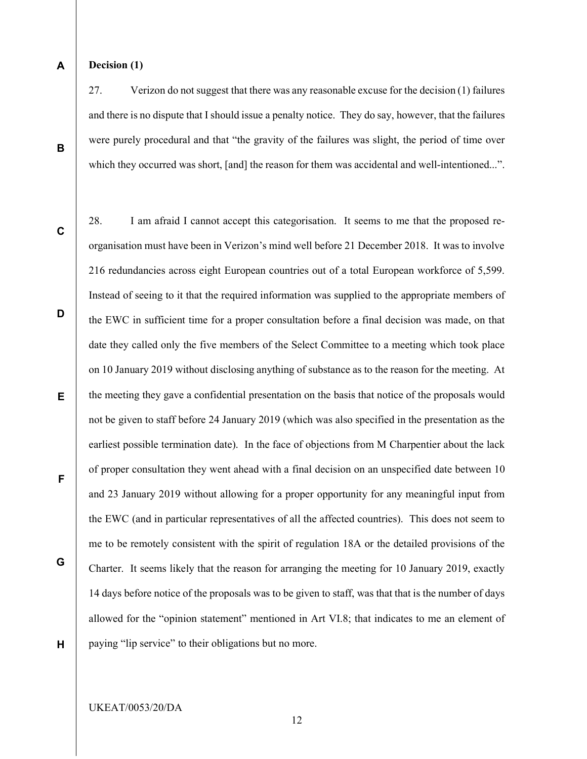**Decision (1)**

27. Verizon do not suggest that there was any reasonable excuse for the decision (1) failures and there is no dispute that I should issue a penalty notice. They do say, however, that the failures were purely procedural and that "the gravity of the failures was slight, the period of time over which they occurred was short, [and] the reason for them was accidental and well-intentioned...".

28. I am afraid I cannot accept this categorisation. It seems to me that the proposed re-organisation must have been in Verizon's mind well before 21 December 2018. It was to involve 216 redundancies across eight European countries out of a total European workforce of 5,599. Instead of seeing to it that the required information was supplied to the appropriate members of the EWC in sufficient time for a proper consultation before a final decision was made, on that date they called only the five members of the Select Committee to a meeting which took place on 10 January 2019 without disclosing anything of substance as to the reason for the meeting. At the meeting they gave a confidential presentation on the basis that notice of the proposals would not be given to staff before 24 January 2019 (which was also specified in the presentation as the earliest possible termination date). In the face of objections from M Charpentier about the lack of proper consultation they went ahead with a final decision on an unspecified date between 10 and 23 January 2019 without allowing for a proper opportunity for any meaningful input from the EWC (and in particular representatives of all the affected countries). This does not seem to me to be remotely consistent with the spirit of regulation 18A or the detailed provisions of the Charter. It seems likely that the reason for arranging the meeting for 10 January 2019, exactly 14 days before notice of the proposals was to be given to staff, was that that is the number of days allowed for the "opinion statement" mentioned in Art VI.8; that indicates to me an element of paying "lip service" to their obligations but no more.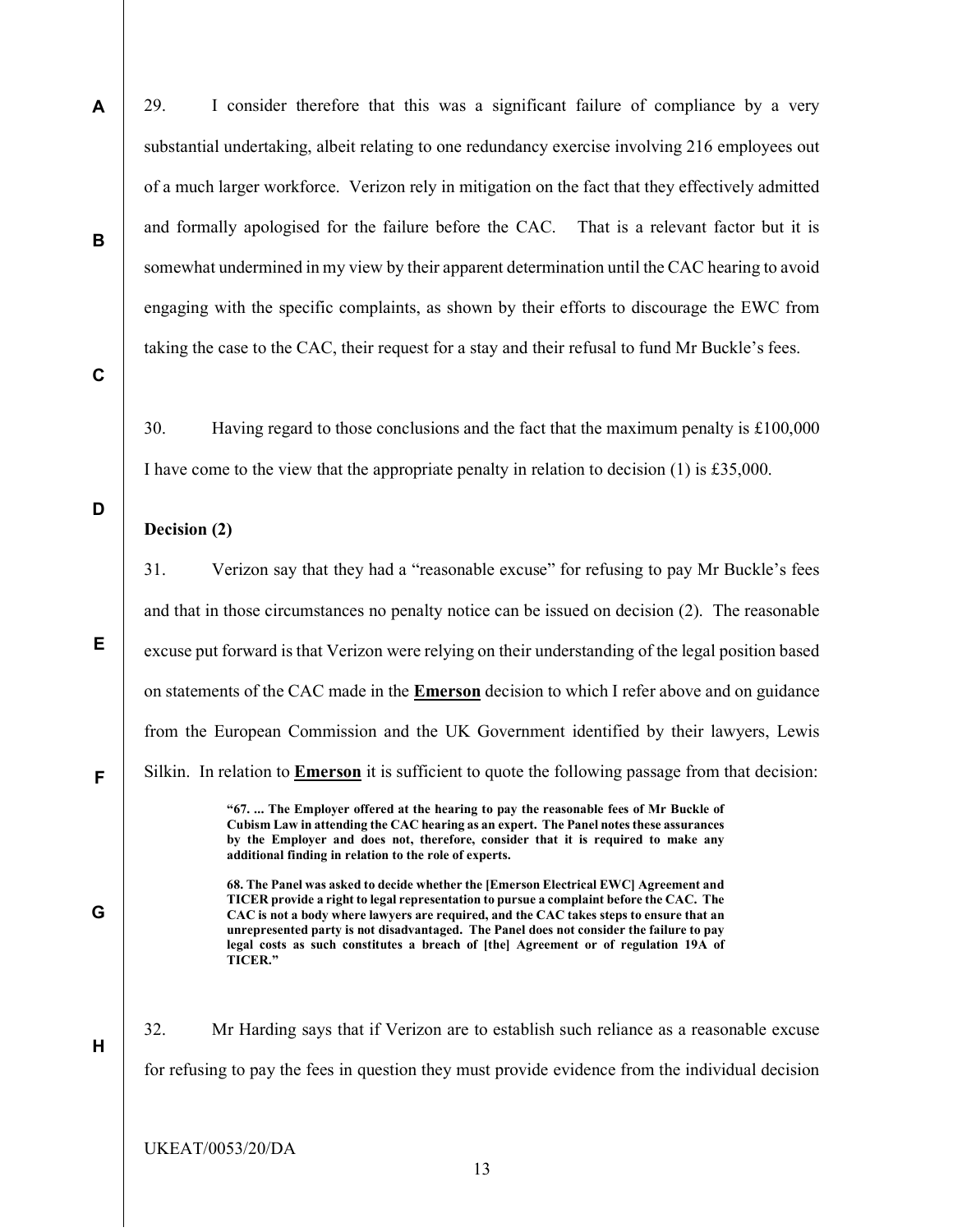29. I consider therefore that this was a significant failure of compliance by a very substantial undertaking, albeit relating to one redundancy exercise involving 216 employees out of a much larger workforce. Verizon rely in mitigation on the fact that they effectively admitted and formally apologised for the failure before the CAC. That is a relevant factor but it is somewhat undermined in my view by their apparent determination until the CAC hearing to avoid engaging with the specific complaints, as shown by their efforts to discourage the EWC from taking the case to the CAC, their request for a stay and their refusal to fund Mr Buckle's fees.

30. Having regard to those conclusions and the fact that the maximum penalty is £100,000 I have come to the view that the appropriate penalty in relation to decision (1) is £35,000.

**Decision (2)**

31. Verizon say that they had a "reasonable excuse" for refusing to pay Mr Buckle's fees and that in those circumstances no penalty notice can be issued on decision (2). The reasonable excuse put forward is that Verizon were relying on their understanding of the legal position based on statements of the CAC made in the **Emerson** decision to which I refer above and on guidance from the European Commission and the UK Government identified by their lawyers, Lewis Silkin. In relation to **Emerson** it is sufficient to quote the following passage from that decision:

> **"67. ... The Employer offered at the hearing to pay the reasonable fees of Mr Buckle of Cubism Law in attending the CAC hearing as an expert. The Panel notes these assurances by the Employer and does not, therefore, consider that it is required to make any additional finding in relation to the role of experts.**
>
> **68. The Panel was asked to decide whether the [Emerson Electrical EWC] Agreement and TICER provide a right to legal representation to pursue a complaint before the CAC. The CAC is not a body where lawyers are required, and the CAC takes steps to ensure that an unrepresented party is not disadvantaged. The Panel does not consider the failure to pay legal costs as such constitutes a breach of [the] Agreement or of regulation 19A of TICER."**

32. Mr Harding says that if Verizon are to establish such reliance as a reasonable excuse for refusing to pay the fees in question they must provide evidence from the individual decision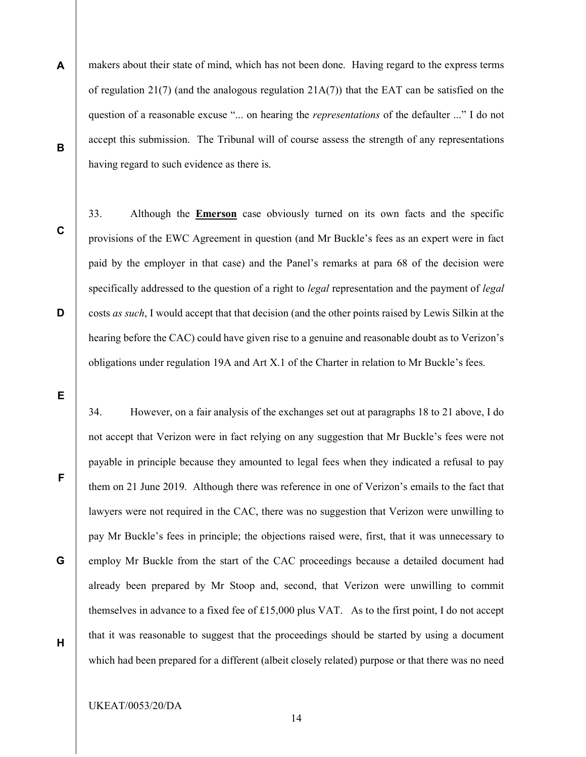makers about their state of mind, which has not been done. Having regard to the express terms of regulation 21(7) (and the analogous regulation 21A(7)) that the EAT can be satisfied on the question of a reasonable excuse "... on hearing the *representations* of the defaulter ..." I do not accept this submission. The Tribunal will of course assess the strength of any representations having regard to such evidence as there is.

33. Although the **Emerson** case obviously turned on its own facts and the specific provisions of the EWC Agreement in question (and Mr Buckle's fees as an expert were in fact paid by the employer in that case) and the Panel's remarks at para 68 of the decision were specifically addressed to the question of a right to *legal* representation and the payment of *legal* costs *as such*, I would accept that that decision (and the other points raised by Lewis Silkin at the hearing before the CAC) could have given rise to a genuine and reasonable doubt as to Verizon's obligations under regulation 19A and Art X.1 of the Charter in relation to Mr Buckle's fees.

34. However, on a fair analysis of the exchanges set out at paragraphs 18 to 21 above, I do not accept that Verizon were in fact relying on any suggestion that Mr Buckle's fees were not payable in principle because they amounted to legal fees when they indicated a refusal to pay them on 21 June 2019. Although there was reference in one of Verizon's emails to the fact that lawyers were not required in the CAC, there was no suggestion that Verizon were unwilling to pay Mr Buckle's fees in principle; the objections raised were, first, that it was unnecessary to employ Mr Buckle from the start of the CAC proceedings because a detailed document had already been prepared by Mr Stoop and, second, that Verizon were unwilling to commit themselves in advance to a fixed fee of £15,000 plus VAT. As to the first point, I do not accept that it was reasonable to suggest that the proceedings should be started by using a document which had been prepared for a different (albeit closely related) purpose or that there was no need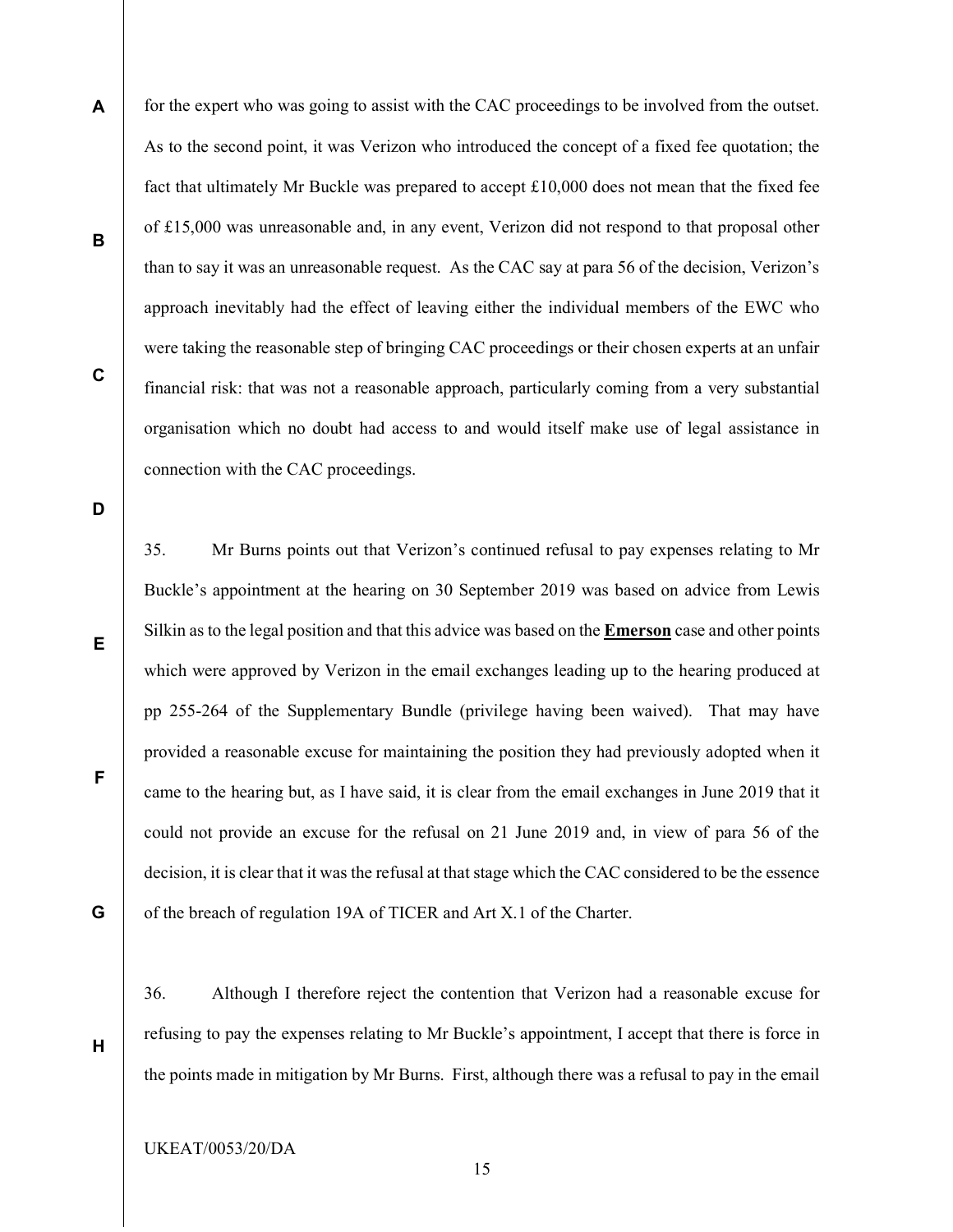for the expert who was going to assist with the CAC proceedings to be involved from the outset. As to the second point, it was Verizon who introduced the concept of a fixed fee quotation; the fact that ultimately Mr Buckle was prepared to accept £10,000 does not mean that the fixed fee of £15,000 was unreasonable and, in any event, Verizon did not respond to that proposal other than to say it was an unreasonable request. As the CAC say at para 56 of the decision, Verizon's approach inevitably had the effect of leaving either the individual members of the EWC who were taking the reasonable step of bringing CAC proceedings or their chosen experts at an unfair financial risk: that was not a reasonable approach, particularly coming from a very substantial organisation which no doubt had access to and would itself make use of legal assistance in connection with the CAC proceedings.

35. Mr Burns points out that Verizon's continued refusal to pay expenses relating to Mr Buckle's appointment at the hearing on 30 September 2019 was based on advice from Lewis Silkin as to the legal position and that this advice was based on the **Emerson** case and other points which were approved by Verizon in the email exchanges leading up to the hearing produced at pp 255-264 of the Supplementary Bundle (privilege having been waived). That may have provided a reasonable excuse for maintaining the position they had previously adopted when it came to the hearing but, as I have said, it is clear from the email exchanges in June 2019 that it could not provide an excuse for the refusal on 21 June 2019 and, in view of para 56 of the decision, it is clear that it was the refusal at that stage which the CAC considered to be the essence of the breach of regulation 19A of TICER and Art X.1 of the Charter.

36. Although I therefore reject the contention that Verizon had a reasonable excuse for refusing to pay the expenses relating to Mr Buckle's appointment, I accept that there is force in the points made in mitigation by Mr Burns. First, although there was a refusal to pay in the email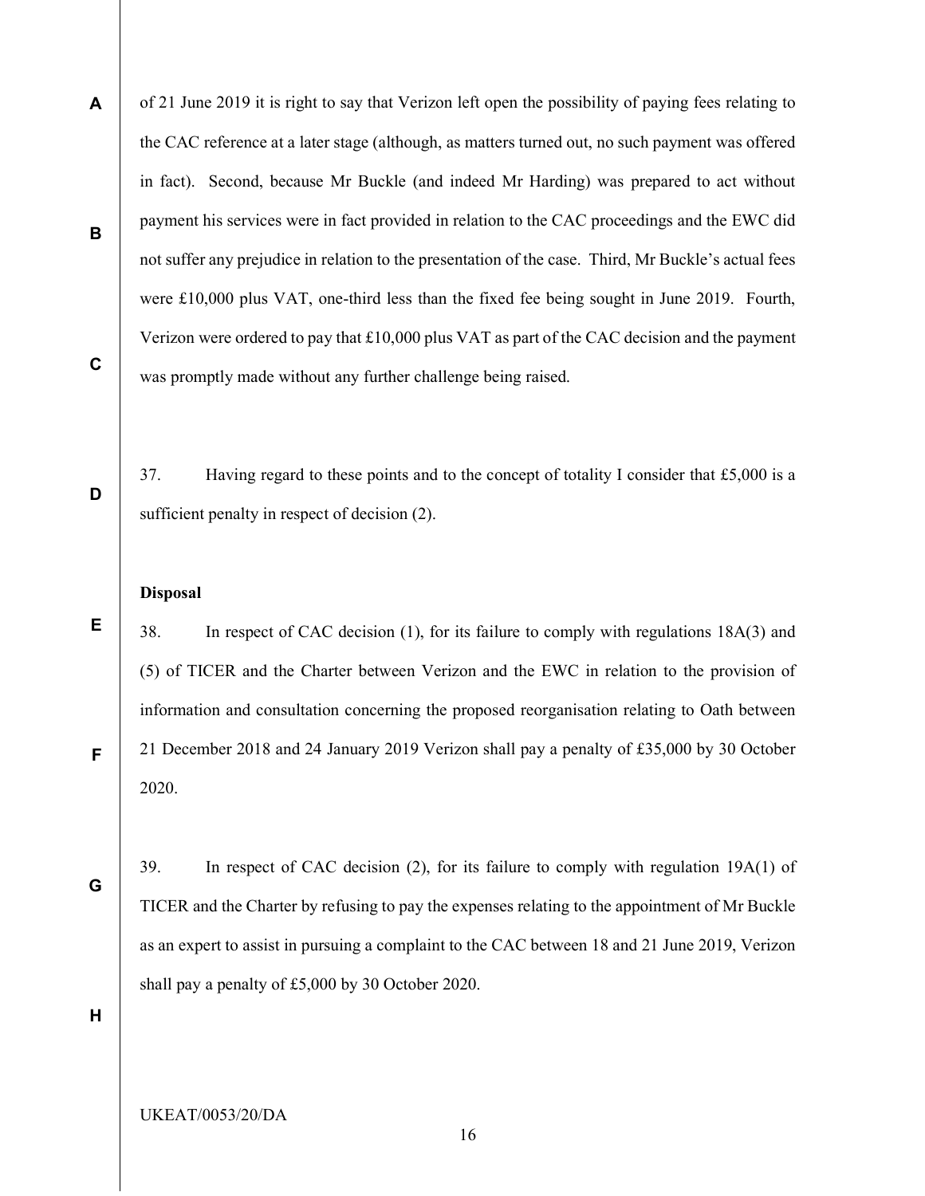of 21 June 2019 it is right to say that Verizon left open the possibility of paying fees relating to the CAC reference at a later stage (although, as matters turned out, no such payment was offered in fact). Second, because Mr Buckle (and indeed Mr Harding) was prepared to act without payment his services were in fact provided in relation to the CAC proceedings and the EWC did not suffer any prejudice in relation to the presentation of the case. Third, Mr Buckle's actual fees were £10,000 plus VAT, one-third less than the fixed fee being sought in June 2019. Fourth, Verizon were ordered to pay that £10,000 plus VAT as part of the CAC decision and the payment was promptly made without any further challenge being raised.

37. Having regard to these points and to the concept of totality I consider that £5,000 is a sufficient penalty in respect of decision (2).

**Disposal**

38. In respect of CAC decision (1), for its failure to comply with regulations 18A(3) and (5) of TICER and the Charter between Verizon and the EWC in relation to the provision of information and consultation concerning the proposed reorganisation relating to Oath between 21 December 2018 and 24 January 2019 Verizon shall pay a penalty of £35,000 by 30 October 2020.

39. In respect of CAC decision (2), for its failure to comply with regulation 19A(1) of TICER and the Charter by refusing to pay the expenses relating to the appointment of Mr Buckle as an expert to assist in pursuing a complaint to the CAC between 18 and 21 June 2019, Verizon shall pay a penalty of £5,000 by 30 October 2020.